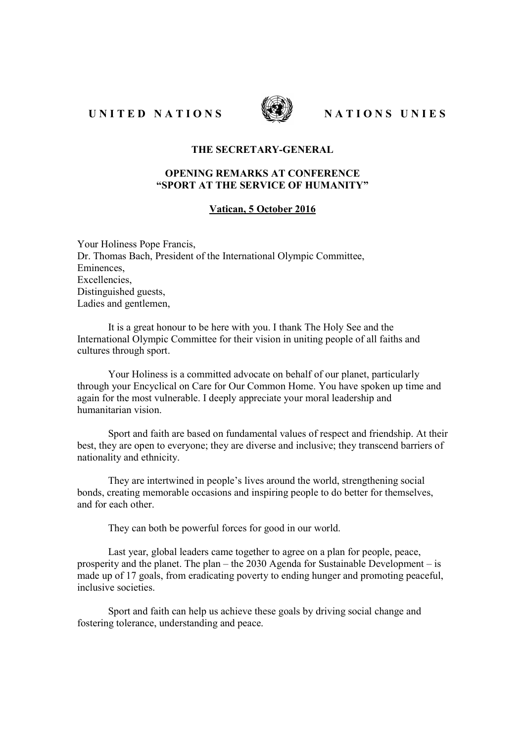UNITED NATIONS NATIONS UNIES

**THE SECRETARY-GENERAL**

**OPENING REMARKS AT CONFERENCE "SPORT AT THE SERVICE OF HUMANITY"**

**Vatican, 5 October 2016**

Your Holiness Pope Francis,
Dr. Thomas Bach, President of the International Olympic Committee,
Eminences,
Excellencies,
Distinguished guests,
Ladies and gentlemen,

It is a great honour to be here with you. I thank The Holy See and the International Olympic Committee for their vision in uniting people of all faiths and cultures through sport.

Your Holiness is a committed advocate on behalf of our planet, particularly through your Encyclical on Care for Our Common Home. You have spoken up time and again for the most vulnerable. I deeply appreciate your moral leadership and humanitarian vision.

Sport and faith are based on fundamental values of respect and friendship. At their best, they are open to everyone; they are diverse and inclusive; they transcend barriers of nationality and ethnicity.

They are intertwined in people's lives around the world, strengthening social bonds, creating memorable occasions and inspiring people to do better for themselves, and for each other.

They can both be powerful forces for good in our world.

Last year, global leaders came together to agree on a plan for people, peace, prosperity and the planet. The plan – the 2030 Agenda for Sustainable Development – is made up of 17 goals, from eradicating poverty to ending hunger and promoting peaceful, inclusive societies.

Sport and faith can help us achieve these goals by driving social change and fostering tolerance, understanding and peace.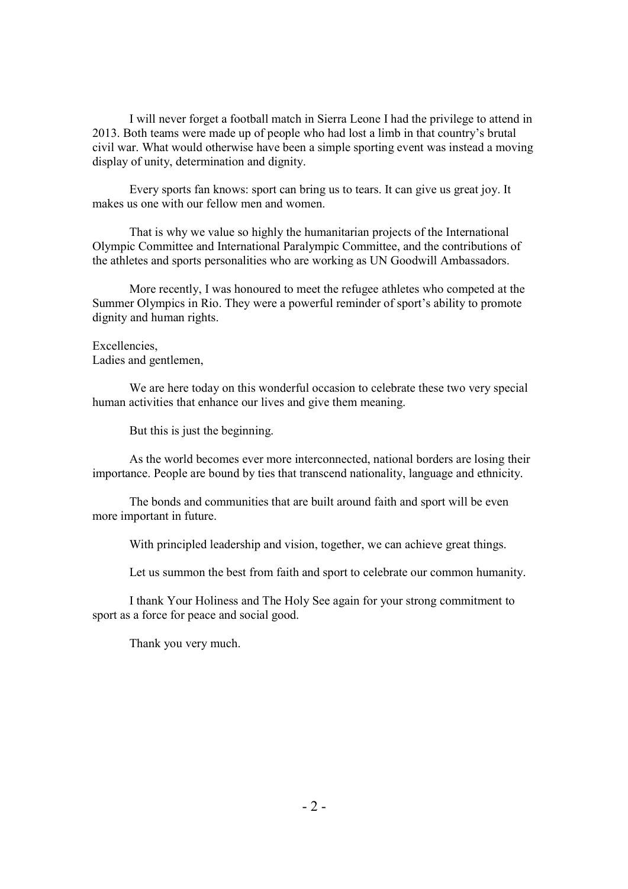I will never forget a football match in Sierra Leone I had the privilege to attend in 2013. Both teams were made up of people who had lost a limb in that country's brutal civil war. What would otherwise have been a simple sporting event was instead a moving display of unity, determination and dignity.

Every sports fan knows: sport can bring us to tears. It can give us great joy. It makes us one with our fellow men and women.

That is why we value so highly the humanitarian projects of the International Olympic Committee and International Paralympic Committee, and the contributions of the athletes and sports personalities who are working as UN Goodwill Ambassadors.

More recently, I was honoured to meet the refugee athletes who competed at the Summer Olympics in Rio. They were a powerful reminder of sport's ability to promote dignity and human rights.

Excellencies,
Ladies and gentlemen,

We are here today on this wonderful occasion to celebrate these two very special human activities that enhance our lives and give them meaning.

But this is just the beginning.

As the world becomes ever more interconnected, national borders are losing their importance. People are bound by ties that transcend nationality, language and ethnicity.

The bonds and communities that are built around faith and sport will be even more important in future.

With principled leadership and vision, together, we can achieve great things.

Let us summon the best from faith and sport to celebrate our common humanity.

I thank Your Holiness and The Holy See again for your strong commitment to sport as a force for peace and social good.

Thank you very much.